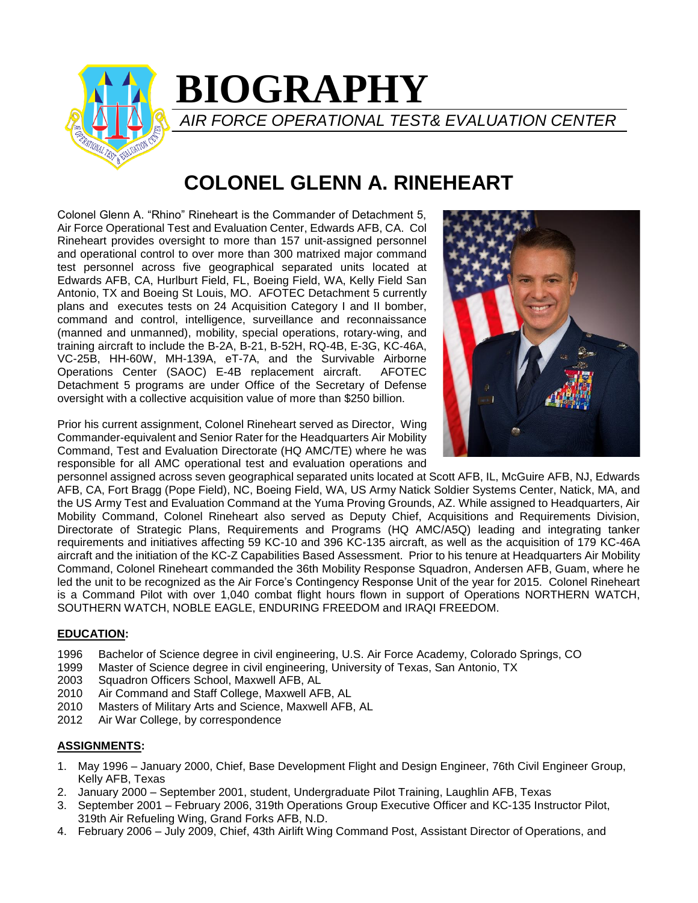# BIOGRAPHY

*AIR FORCE OPERATIONAL TEST& EVALUATION CENTER*

## COLONEL GLENN A. RINEHEART

Colonel Glenn A. "Rhino" Rineheart is the Commander of Detachment 5, Air Force Operational Test and Evaluation Center, Edwards AFB, CA. Col Rineheart provides oversight to more than 157 unit-assigned personnel and operational control to over more than 300 matrixed major command test personnel across five geographical separated units located at Edwards AFB, CA, Hurlburt Field, FL, Boeing Field, WA, Kelly Field San Antonio, TX and Boeing St Louis, MO. AFOTEC Detachment 5 currently plans and executes tests on 24 Acquisition Category I and II bomber, command and control, intelligence, surveillance and reconnaissance (manned and unmanned), mobility, special operations, rotary-wing, and training aircraft to include the B-2A, B-21, B-52H, RQ-4B, E-3G, KC-46A, VC-25B, HH-60W, MH-139A, eT-7A, and the Survivable Airborne Operations Center (SAOC) E-4B replacement aircraft. AFOTEC Detachment 5 programs are under Office of the Secretary of Defense oversight with a collective acquisition value of more than $250 billion.

Prior his current assignment, Colonel Rineheart served as Director, Wing Commander-equivalent and Senior Rater for the Headquarters Air Mobility Command, Test and Evaluation Directorate (HQ AMC/TE) where he was responsible for all AMC operational test and evaluation operations and personnel assigned across seven geographical separated units located at Scott AFB, IL, McGuire AFB, NJ, Edwards AFB, CA, Fort Bragg (Pope Field), NC, Boeing Field, WA, US Army Natick Soldier Systems Center, Natick, MA, and the US Army Test and Evaluation Command at the Yuma Proving Grounds, AZ. While assigned to Headquarters, Air Mobility Command, Colonel Rineheart also served as Deputy Chief, Acquisitions and Requirements Division, Directorate of Strategic Plans, Requirements and Programs (HQ AMC/A5Q) leading and integrating tanker requirements and initiatives affecting 59 KC-10 and 396 KC-135 aircraft, as well as the acquisition of 179 KC-46A aircraft and the initiation of the KC-Z Capabilities Based Assessment. Prior to his tenure at Headquarters Air Mobility Command, Colonel Rineheart commanded the 36th Mobility Response Squadron, Andersen AFB, Guam, where he led the unit to be recognized as the Air Force's Contingency Response Unit of the year for 2015. Colonel Rineheart is a Command Pilot with over 1,040 combat flight hours flown in support of Operations NORTHERN WATCH, SOUTHERN WATCH, NOBLE EAGLE, ENDURING FREEDOM and IRAQI FREEDOM.

**EDUCATION:**

1996 Bachelor of Science degree in civil engineering, U.S. Air Force Academy, Colorado Springs, CO
1999 Master of Science degree in civil engineering, University of Texas, San Antonio, TX
2003 Squadron Officers School, Maxwell AFB, AL
2010 Air Command and Staff College, Maxwell AFB, AL
2010 Masters of Military Arts and Science, Maxwell AFB, AL
2012 Air War College, by correspondence

**ASSIGNMENTS:**

1. May 1996 – January 2000, Chief, Base Development Flight and Design Engineer, 76th Civil Engineer Group, Kelly AFB, Texas
2. January 2000 – September 2001, student, Undergraduate Pilot Training, Laughlin AFB, Texas
3. September 2001 – February 2006, 319th Operations Group Executive Officer and KC-135 Instructor Pilot, 319th Air Refueling Wing, Grand Forks AFB, N.D.
4. February 2006 – July 2009, Chief, 43th Airlift Wing Command Post, Assistant Director of Operations, and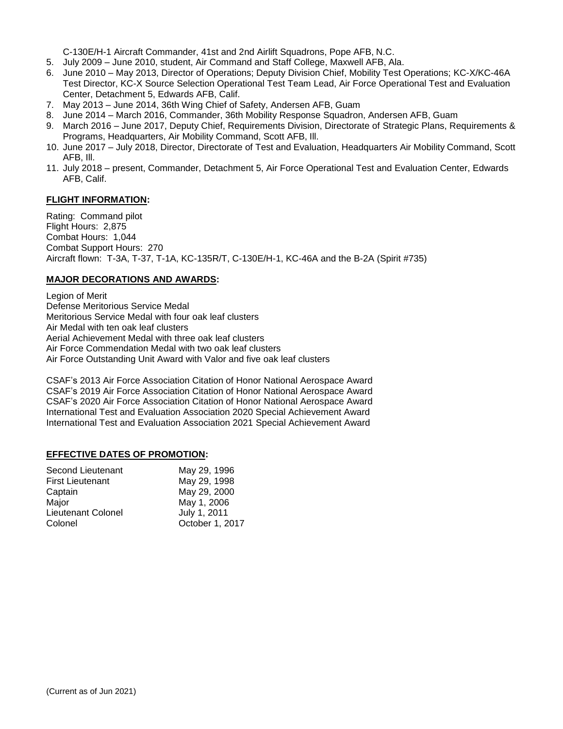C-130E/H-1 Aircraft Commander, 41st and 2nd Airlift Squadrons, Pope AFB, N.C.

5. July 2009 – June 2010, student, Air Command and Staff College, Maxwell AFB, Ala.
6. June 2010 – May 2013, Director of Operations; Deputy Division Chief, Mobility Test Operations; KC-X/KC-46A Test Director, KC-X Source Selection Operational Test Team Lead, Air Force Operational Test and Evaluation Center, Detachment 5, Edwards AFB, Calif.
7. May 2013 – June 2014, 36th Wing Chief of Safety, Andersen AFB, Guam
8. June 2014 – March 2016, Commander, 36th Mobility Response Squadron, Andersen AFB, Guam
9. March 2016 – June 2017, Deputy Chief, Requirements Division, Directorate of Strategic Plans, Requirements & Programs, Headquarters, Air Mobility Command, Scott AFB, Ill.
10. June 2017 – July 2018, Director, Directorate of Test and Evaluation, Headquarters Air Mobility Command, Scott AFB, Ill.
11. July 2018 – present, Commander, Detachment 5, Air Force Operational Test and Evaluation Center, Edwards AFB, Calif.

**FLIGHT INFORMATION:**

Rating: Command pilot
Flight Hours: 2,875
Combat Hours: 1,044
Combat Support Hours: 270
Aircraft flown: T-3A, T-37, T-1A, KC-135R/T, C-130E/H-1, KC-46A and the B-2A (Spirit #735)

**MAJOR DECORATIONS AND AWARDS:**

Legion of Merit
Defense Meritorious Service Medal
Meritorious Service Medal with four oak leaf clusters
Air Medal with ten oak leaf clusters
Aerial Achievement Medal with three oak leaf clusters
Air Force Commendation Medal with two oak leaf clusters
Air Force Outstanding Unit Award with Valor and five oak leaf clusters

CSAF's 2013 Air Force Association Citation of Honor National Aerospace Award
CSAF's 2019 Air Force Association Citation of Honor National Aerospace Award
CSAF's 2020 Air Force Association Citation of Honor National Aerospace Award
International Test and Evaluation Association 2020 Special Achievement Award
International Test and Evaluation Association 2021 Special Achievement Award

**EFFECTIVE DATES OF PROMOTION:**

| | |
|---|---|
| Second Lieutenant | May 29, 1996 |
| First Lieutenant | May 29, 1998 |
| Captain | May 29, 2000 |
| Major | May 1, 2006 |
| Lieutenant Colonel | July 1, 2011 |
| Colonel | October 1, 2017 |

(Current as of Jun 2021)